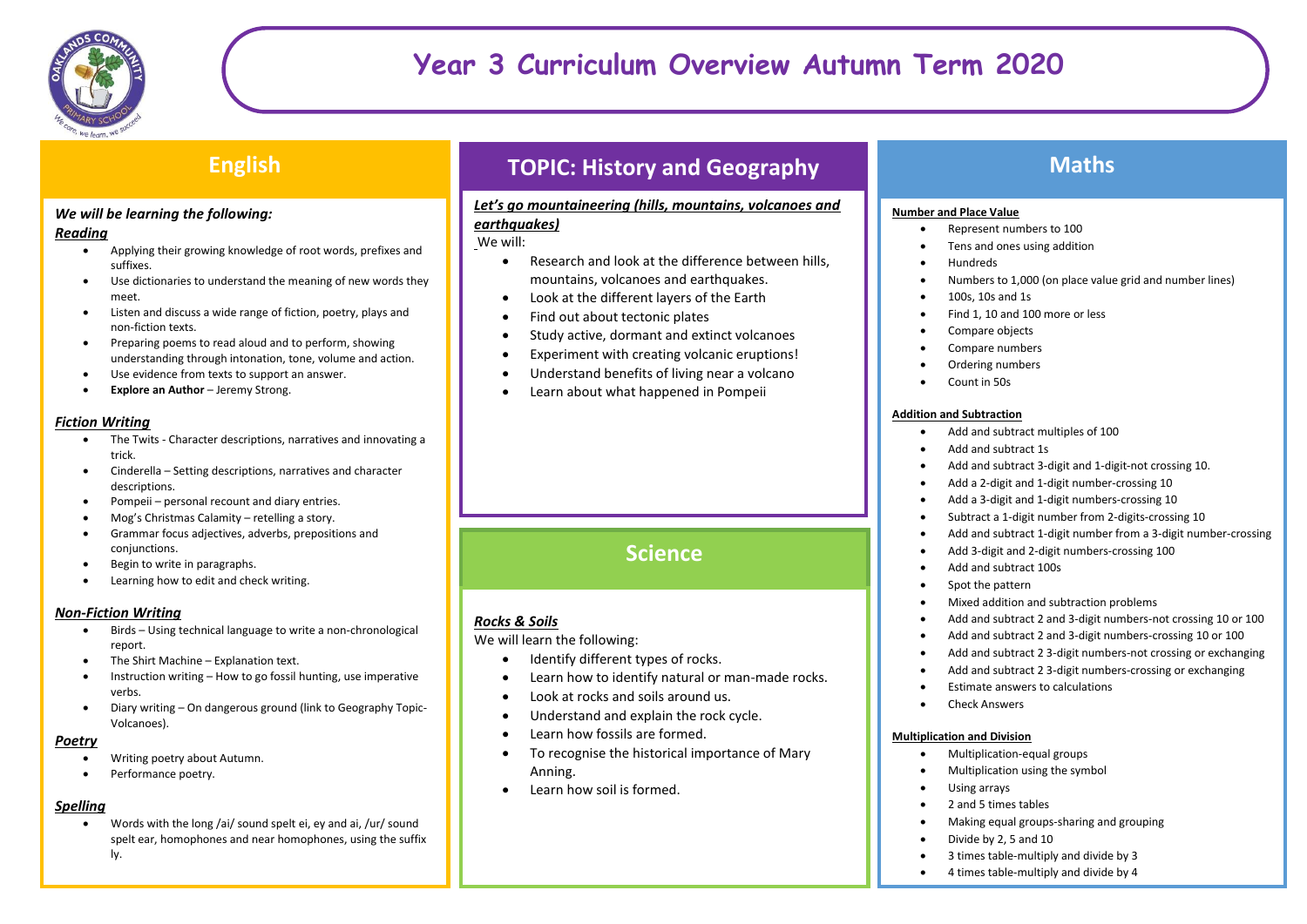# Year 3 Curriculum Overview Autumn Term 2020

## English

***We will be learning the following:***

***Reading***

- Applying their growing knowledge of root words, prefixes and suffixes.
- Use dictionaries to understand the meaning of new words they meet.
- Listen and discuss a wide range of fiction, poetry, plays and non-fiction texts.
- Preparing poems to read aloud and to perform, showing understanding through intonation, tone, volume and action.
- Use evidence from texts to support an answer.
- **Explore an Author** – Jeremy Strong.

***Fiction Writing***

- The Twits - Character descriptions, narratives and innovating a trick.
- Cinderella – Setting descriptions, narratives and character descriptions.
- Pompeii – personal recount and diary entries.
- Mog's Christmas Calamity – retelling a story.
- Grammar focus adjectives, adverbs, prepositions and conjunctions.
- Begin to write in paragraphs.
- Learning how to edit and check writing.

***Non-Fiction Writing***

- Birds – Using technical language to write a non-chronological report.
- The Shirt Machine – Explanation text.
- Instruction writing – How to go fossil hunting, use imperative verbs.
- Diary writing – On dangerous ground (link to Geography Topic-Volcanoes).

***Poetry***

- Writing poetry about Autumn.
- Performance poetry.

***Spelling***

- Words with the long /ai/ sound spelt ei, ey and ai, /ur/ sound spelt ear, homophones and near homophones, using the suffix ly.

## TOPIC: History and Geography

***Let's go mountaineering (hills, mountains, volcanoes and earthquakes)***

We will:

- Research and look at the difference between hills, mountains, volcanoes and earthquakes.
- Look at the different layers of the Earth
- Find out about tectonic plates
- Study active, dormant and extinct volcanoes
- Experiment with creating volcanic eruptions!
- Understand benefits of living near a volcano
- Learn about what happened in Pompeii

## Science

***Rocks & Soils***

We will learn the following:

- Identify different types of rocks.
- Learn how to identify natural or man-made rocks.
- Look at rocks and soils around us.
- Understand and explain the rock cycle.
- Learn how fossils are formed.
- To recognise the historical importance of Mary Anning.
- Learn how soil is formed.

## Maths

**Number and Place Value**

- Represent numbers to 100
- Tens and ones using addition
- Hundreds
- Numbers to 1,000 (on place value grid and number lines)
- 100s, 10s and 1s
- Find 1, 10 and 100 more or less
- Compare objects
- Compare numbers
- Ordering numbers
- Count in 50s

**Addition and Subtraction**

- Add and subtract multiples of 100
- Add and subtract 1s
- Add and subtract 3-digit and 1-digit-not crossing 10.
- Add a 2-digit and 1-digit number-crossing 10
- Add a 3-digit and 1-digit numbers-crossing 10
- Subtract a 1-digit number from 2-digits-crossing 10
- Add and subtract 1-digit number from a 3-digit number-crossing
- Add 3-digit and 2-digit numbers-crossing 100
- Add and subtract 100s
- Spot the pattern
- Mixed addition and subtraction problems
- Add and subtract 2 and 3-digit numbers-not crossing 10 or 100
- Add and subtract 2 and 3-digit numbers-crossing 10 or 100
- Add and subtract 2 3-digit numbers-not crossing or exchanging
- Add and subtract 2 3-digit numbers-crossing or exchanging
- Estimate answers to calculations
- Check Answers

**Multiplication and Division**

- Multiplication-equal groups
- Multiplication using the symbol
- Using arrays
- 2 and 5 times tables
- Making equal groups-sharing and grouping
- Divide by 2, 5 and 10
- 3 times table-multiply and divide by 3
- 4 times table-multiply and divide by 4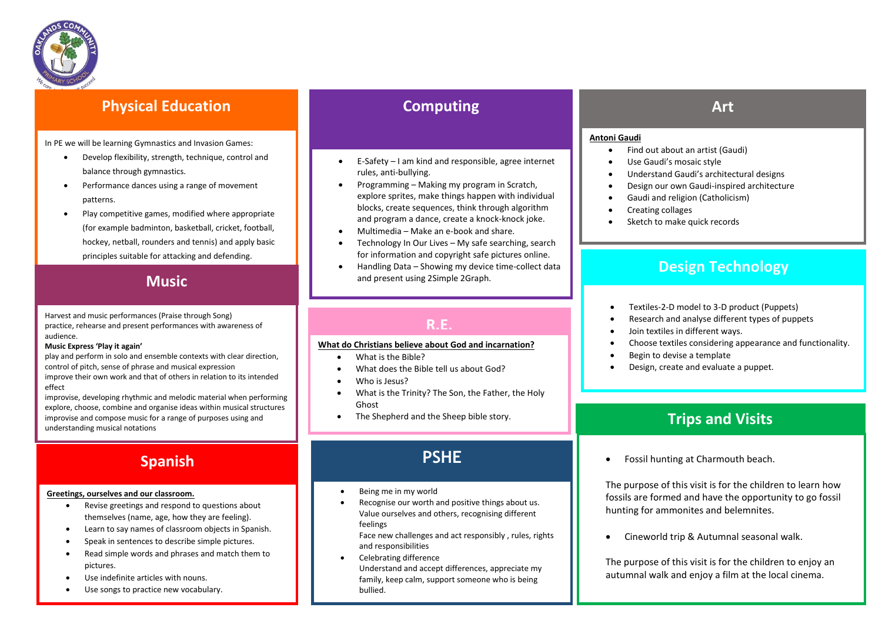## Physical Education

In PE we will be learning Gymnastics and Invasion Games:

- Develop flexibility, strength, technique, control and balance through gymnastics.
- Performance dances using a range of movement patterns.
- Play competitive games, modified where appropriate (for example badminton, basketball, cricket, football, hockey, netball, rounders and tennis) and apply basic principles suitable for attacking and defending.

## Music

Harvest and music performances (Praise through Song)
practice, rehearse and present performances with awareness of audience.

**Music Express 'Play it again'**

play and perform in solo and ensemble contexts with clear direction, control of pitch, sense of phrase and musical expression
improve their own work and that of others in relation to its intended effect
improvise, developing rhythmic and melodic material when performing explore, choose, combine and organise ideas within musical structures improvise and compose music for a range of purposes using and understanding musical notations

## Spanish

**Greetings, ourselves and our classroom.**

- Revise greetings and respond to questions about themselves (name, age, how they are feeling).
- Learn to say names of classroom objects in Spanish.
- Speak in sentences to describe simple pictures.
- Read simple words and phrases and match them to pictures.
- Use indefinite articles with nouns.
- Use songs to practice new vocabulary.

## Computing

- E-Safety – I am kind and responsible, agree internet rules, anti-bullying.
- Programming – Making my program in Scratch, explore sprites, make things happen with individual blocks, create sequences, think through algorithm and program a dance, create a knock-knock joke.
- Multimedia – Make an e-book and share.
- Technology In Our Lives – My safe searching, search for information and copyright safe pictures online.
- Handling Data – Showing my device time-collect data and present using 2Simple 2Graph.

## R.E.

**What do Christians believe about God and incarnation?**

- What is the Bible?
- What does the Bible tell us about God?
- Who is Jesus?
- What is the Trinity? The Son, the Father, the Holy Ghost
- The Shepherd and the Sheep bible story.

## PSHE

- Being me in my world
- Recognise our worth and positive things about us.
  Value ourselves and others, recognising different feelings
  Face new challenges and act responsibly , rules, rights and responsibilities
- Celebrating difference
  Understand and accept differences, appreciate my family, keep calm, support someone who is being bullied.

## Art

**Antoni Gaudi**

- Find out about an artist (Gaudi)
- Use Gaudi's mosaic style
- Understand Gaudi's architectural designs
- Design our own Gaudi-inspired architecture
- Gaudi and religion (Catholicism)
- Creating collages
- Sketch to make quick records

## Design Technology

- Textiles-2-D model to 3-D product (Puppets)
- Research and analyse different types of puppets
- Join textiles in different ways.
- Choose textiles considering appearance and functionality.
- Begin to devise a template
- Design, create and evaluate a puppet.

## Trips and Visits

- Fossil hunting at Charmouth beach.

The purpose of this visit is for the children to learn how fossils are formed and have the opportunity to go fossil hunting for ammonites and belemnites.

- Cineworld trip & Autumnal seasonal walk.

The purpose of this visit is for the children to enjoy an autumnal walk and enjoy a film at the local cinema.